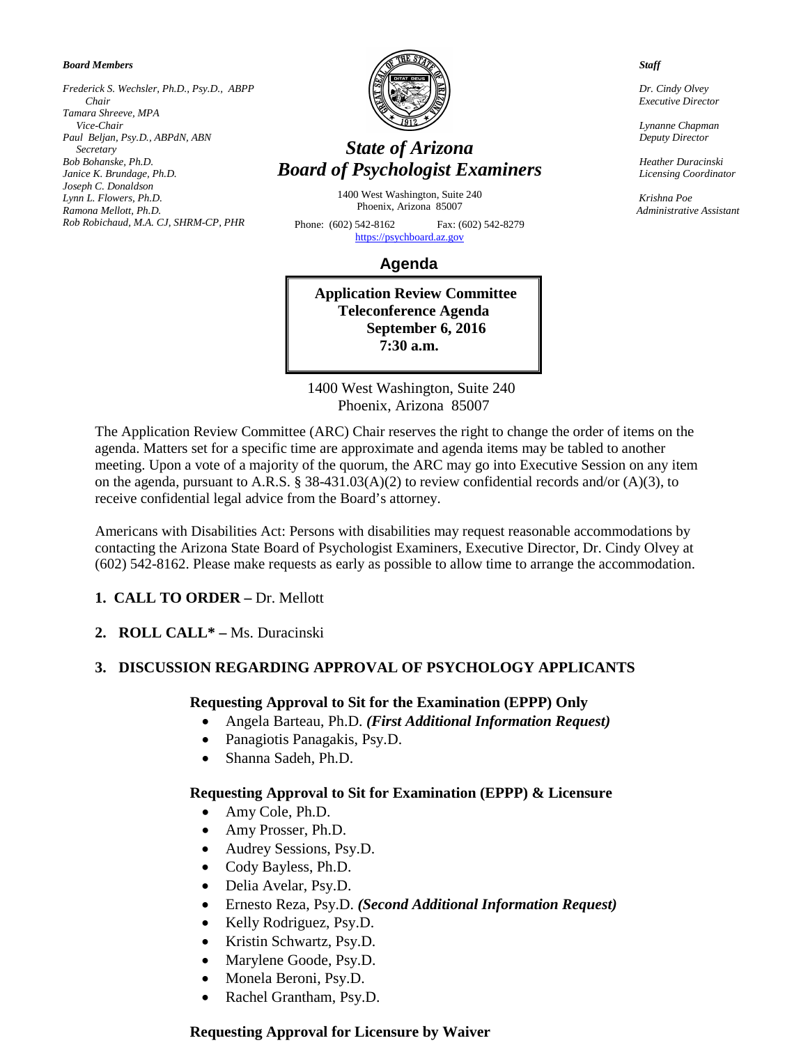***Board Members***

*Frederick S. Wechsler, Ph.D., Psy.D., ABPP*
*Chair*
*Tamara Shreeve, MPA*
*Vice-Chair*
*Paul Beljan, Psy.D., ABPdN, ABN*
*Secretary*
*Bob Bohanske, Ph.D.*
*Janice K. Brundage, Ph.D.*
*Joseph C. Donaldson*
*Lynn L. Flowers, Ph.D.*
*Ramona Mellott, Ph.D.*
*Rob Robichaud, M.A. CJ, SHRM-CP, PHR*

# *State of Arizona*
# *Board of Psychologist Examiners*

1400 West Washington, Suite 240
Phoenix, Arizona 85007

Phone: (602) 542-8162 Fax: (602) 542-8279
https://psychboard.az.gov

***Staff***

*Dr. Cindy Olvey*
*Executive Director*

*Lynanne Chapman*
*Deputy Director*

*Heather Duracinski*
*Licensing Coordinator*

*Krishna Poe*
*Administrative Assistant*

## Agenda

**Application Review Committee**
**Teleconference Agenda**
**September 6, 2016**
**7:30 a.m.**

1400 West Washington, Suite 240
Phoenix, Arizona 85007

The Application Review Committee (ARC) Chair reserves the right to change the order of items on the agenda. Matters set for a specific time are approximate and agenda items may be tabled to another meeting. Upon a vote of a majority of the quorum, the ARC may go into Executive Session on any item on the agenda, pursuant to A.R.S. § 38-431.03(A)(2) to review confidential records and/or (A)(3), to receive confidential legal advice from the Board's attorney.

Americans with Disabilities Act: Persons with disabilities may request reasonable accommodations by contacting the Arizona State Board of Psychologist Examiners, Executive Director, Dr. Cindy Olvey at (602) 542-8162. Please make requests as early as possible to allow time to arrange the accommodation.

1. **CALL TO ORDER –** Dr. Mellott

2. **ROLL CALL* –** Ms. Duracinski

3. **DISCUSSION REGARDING APPROVAL OF PSYCHOLOGY APPLICANTS**

**Requesting Approval to Sit for the Examination (EPPP) Only**

- Angela Barteau, Ph.D. ***(First Additional Information Request)***
- Panagiotis Panagakis, Psy.D.
- Shanna Sadeh, Ph.D.

**Requesting Approval to Sit for Examination (EPPP) & Licensure**

- Amy Cole, Ph.D.
- Amy Prosser, Ph.D.
- Audrey Sessions, Psy.D.
- Cody Bayless, Ph.D.
- Delia Avelar, Psy.D.
- Ernesto Reza, Psy.D. ***(Second Additional Information Request)***
- Kelly Rodriguez, Psy.D.
- Kristin Schwartz, Psy.D.
- Marylene Goode, Psy.D.
- Monela Beroni, Psy.D.
- Rachel Grantham, Psy.D.

**Requesting Approval for Licensure by Waiver**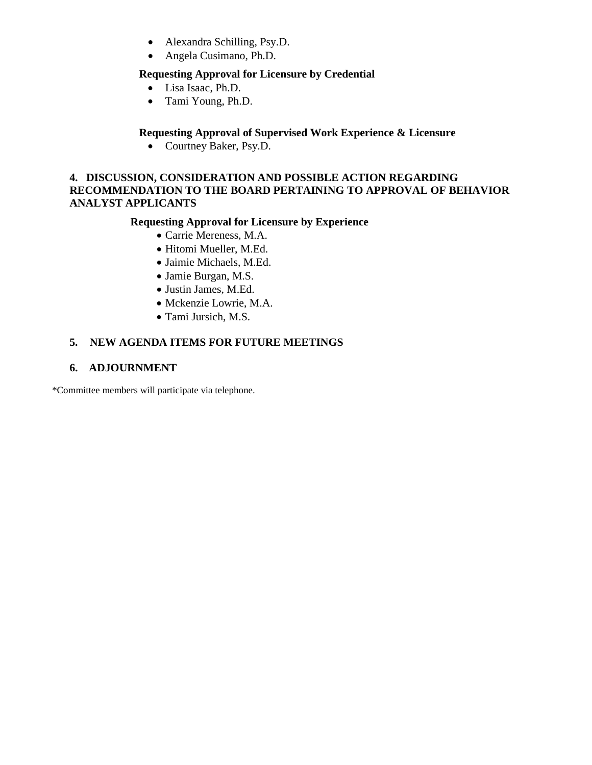- Alexandra Schilling, Psy.D.
- Angela Cusimano, Ph.D.

**Requesting Approval for Licensure by Credential**

- Lisa Isaac, Ph.D.
- Tami Young, Ph.D.

**Requesting Approval of Supervised Work Experience & Licensure**

- Courtney Baker, Psy.D.

**4. DISCUSSION, CONSIDERATION AND POSSIBLE ACTION REGARDING RECOMMENDATION TO THE BOARD PERTAINING TO APPROVAL OF BEHAVIOR ANALYST APPLICANTS**

**Requesting Approval for Licensure by Experience**

- Carrie Mereness, M.A.
- Hitomi Mueller, M.Ed.
- Jaimie Michaels, M.Ed.
- Jamie Burgan, M.S.
- Justin James, M.Ed.
- Mckenzie Lowrie, M.A.
- Tami Jursich, M.S.

**5. NEW AGENDA ITEMS FOR FUTURE MEETINGS**

**6. ADJOURNMENT**

*Committee members will participate via telephone.